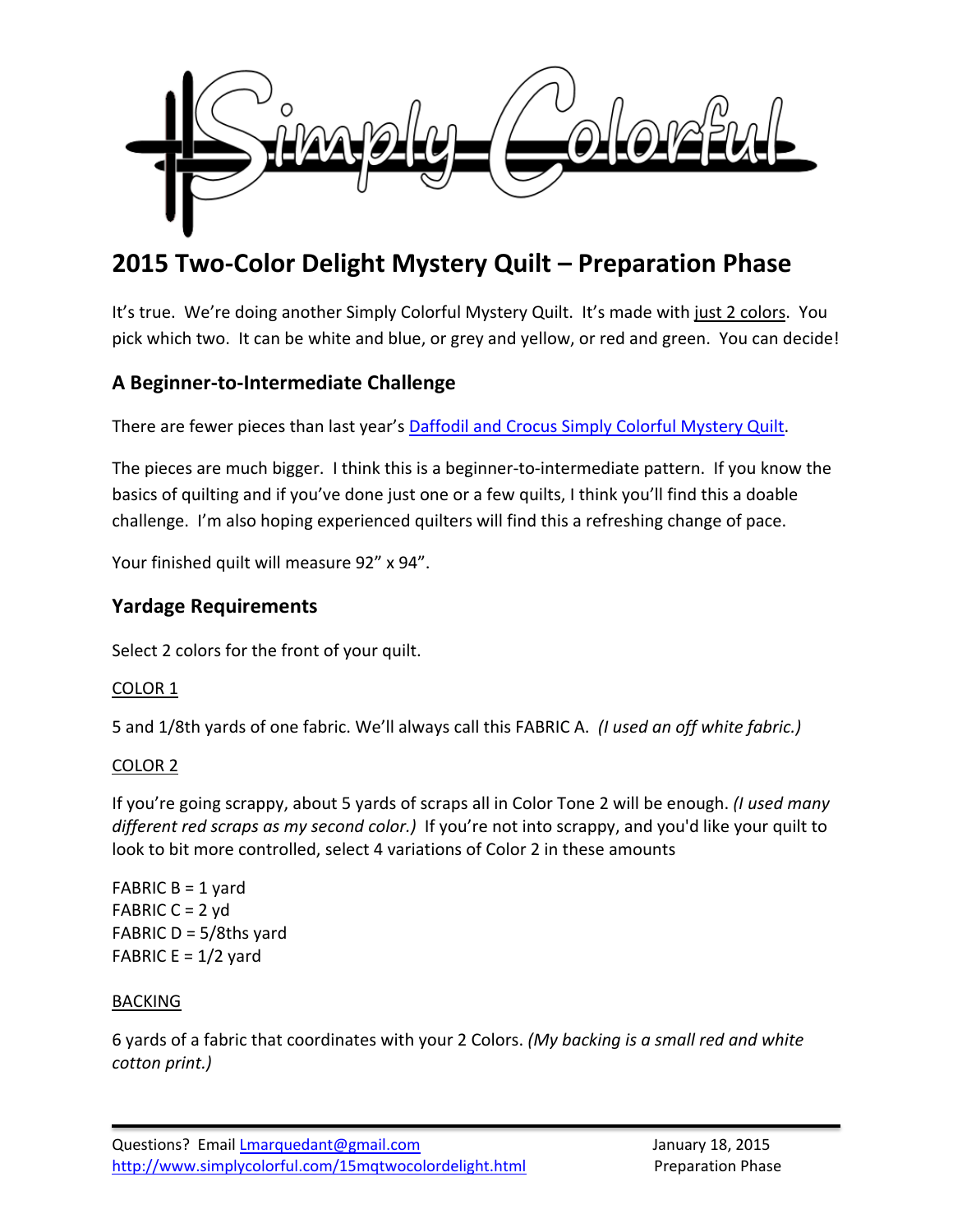# 2015 Two-Color Delight Mystery Quilt – Preparation Phase

It's true. We're doing another Simply Colorful Mystery Quilt. It's made with just 2 colors. You pick which two. It can be white and blue, or grey and yellow, or red and green. You can decide!

## A Beginner-to-Intermediate Challenge

There are fewer pieces than last year's [Daffodil and Crocus Simply Colorful Mystery Quilt](#).

The pieces are much bigger. I think this is a beginner-to-intermediate pattern. If you know the basics of quilting and if you've done just one or a few quilts, I think you'll find this a doable challenge. I'm also hoping experienced quilters will find this a refreshing change of pace.

Your finished quilt will measure 92" x 94".

## Yardage Requirements

Select 2 colors for the front of your quilt.

COLOR 1

5 and 1/8th yards of one fabric. We'll always call this FABRIC A. *(I used an off white fabric.)*

COLOR 2

If you're going scrappy, about 5 yards of scraps all in Color Tone 2 will be enough. *(I used many different red scraps as my second color.)* If you're not into scrappy, and you'd like your quilt to look to bit more controlled, select 4 variations of Color 2 in these amounts

FABRIC B = 1 yard
FABRIC C = 2 yd
FABRIC D = 5/8ths yard
FABRIC E = 1/2 yard

BACKING

6 yards of a fabric that coordinates with your 2 Colors. *(My backing is a small red and white cotton print.)*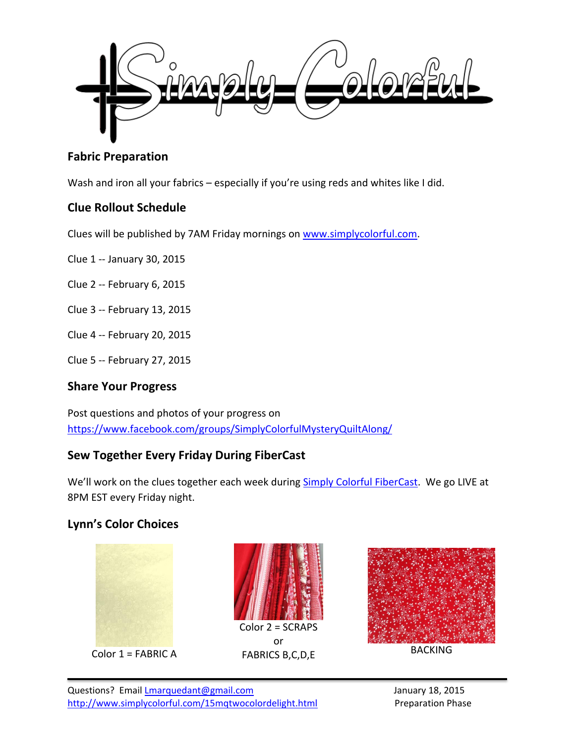Simply Colorful

## Fabric Preparation

Wash and iron all your fabrics – especially if you're using reds and whites like I did.

## Clue Rollout Schedule

Clues will be published by 7AM Friday mornings on www.simplycolorful.com.

Clue 1 -- January 30, 2015

Clue 2 -- February 6, 2015

Clue 3 -- February 13, 2015

Clue 4 -- February 20, 2015

Clue 5 -- February 27, 2015

## Share Your Progress

Post questions and photos of your progress on
https://www.facebook.com/groups/SimplyColorfulMysteryQuiltAlong/

## Sew Together Every Friday During FiberCast

We'll work on the clues together each week during Simply Colorful FiberCast. We go LIVE at 8PM EST every Friday night.

## Lynn's Color Choices

Color 1 = FABRIC A

Color 2 = SCRAPS
or
FABRICS B,C,D,E

BACKING

Questions? Email Lmarquedant@gmail.com
http://www.simplycolorful.com/15mqtwocolordelight.html

January 18, 2015
Preparation Phase